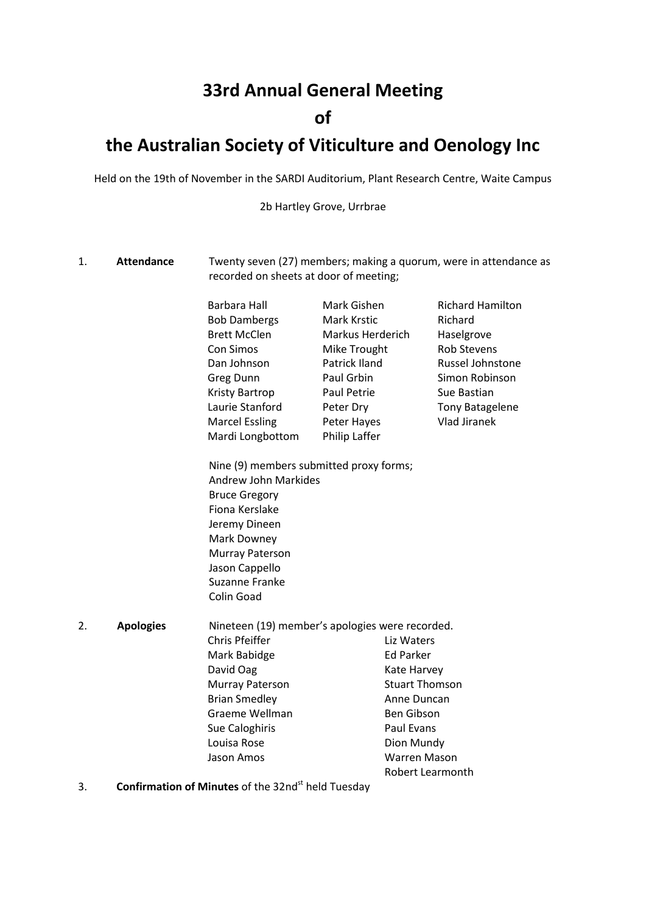# 33rd Annual General Meeting

# of

# the Australian Society of Viticulture and Oenology Inc

Held on the 19th of November in the SARDI Auditorium, Plant Research Centre, Waite Campus

2b Hartley Grove, Urrbrae

1. **Attendance** Twenty seven (27) members; making a quorum, were in attendance as recorded on sheets at door of meeting;

| | | |
|---|---|---|
| Barbara Hall | Mark Gishen | Richard Hamilton |
| Bob Dambergs | Mark Krstic | Richard |
| Brett McClen | Markus Herderich | Haselgrove |
| Con Simos | Mike Trought | Rob Stevens |
| Dan Johnson | Patrick Iland | Russel Johnstone |
| Greg Dunn | Paul Grbin | Simon Robinson |
| Kristy Bartrop | Paul Petrie | Sue Bastian |
| Laurie Stanford | Peter Dry | Tony Batagelene |
| Marcel Essling | Peter Hayes | Vlad Jiranek |
| Mardi Longbottom | Philip Laffer | |

Nine (9) members submitted proxy forms;

Andrew John Markides
Bruce Gregory
Fiona Kerslake
Jeremy Dineen
Mark Downey
Murray Paterson
Jason Cappello
Suzanne Franke
Colin Goad

2. **Apologies** Nineteen (19) member's apologies were recorded.

| | |
|---|---|
| Chris Pfeiffer | Liz Waters |
| Mark Babidge | Ed Parker |
| David Oag | Kate Harvey |
| Murray Paterson | Stuart Thomson |
| Brian Smedley | Anne Duncan |
| Graeme Wellman | Ben Gibson |
| Sue Caloghiris | Paul Evans |
| Louisa Rose | Dion Mundy |
| Jason Amos | Warren Mason |
| | Robert Learmonth |

3. **Confirmation of Minutes** of the 32nd held Tuesday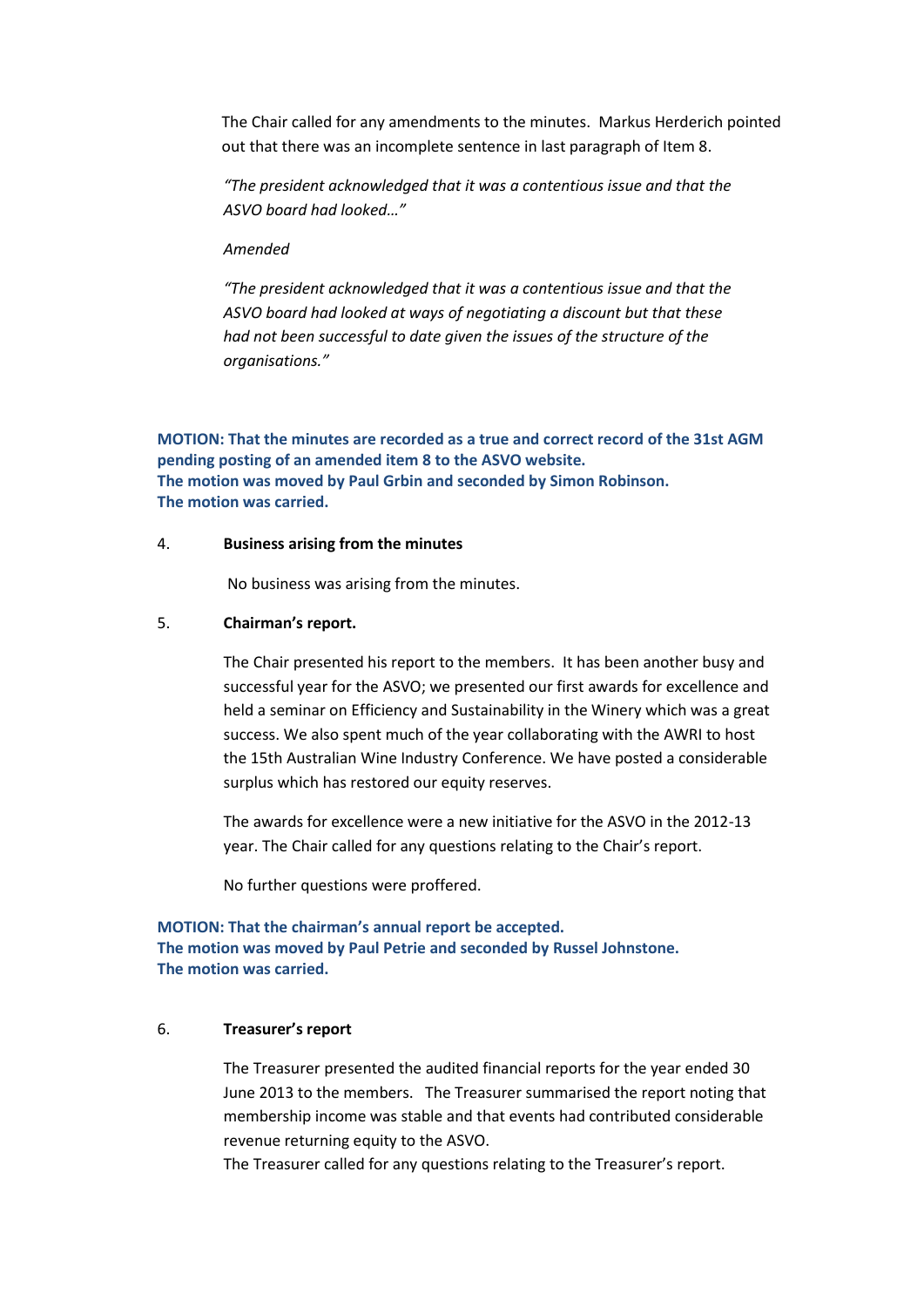The Chair called for any amendments to the minutes. Markus Herderich pointed out that there was an incomplete sentence in last paragraph of Item 8.

*"The president acknowledged that it was a contentious issue and that the ASVO board had looked…"*

*Amended*

*"The president acknowledged that it was a contentious issue and that the ASVO board had looked at ways of negotiating a discount but that these had not been successful to date given the issues of the structure of the organisations."*

**MOTION: That the minutes are recorded as a true and correct record of the 31st AGM pending posting of an amended item 8 to the ASVO website.**
**The motion was moved by Paul Grbin and seconded by Simon Robinson.**
**The motion was carried.**

4. **Business arising from the minutes**

No business was arising from the minutes.

5. **Chairman's report.**

The Chair presented his report to the members. It has been another busy and successful year for the ASVO; we presented our first awards for excellence and held a seminar on Efficiency and Sustainability in the Winery which was a great success. We also spent much of the year collaborating with the AWRI to host the 15th Australian Wine Industry Conference. We have posted a considerable surplus which has restored our equity reserves.

The awards for excellence were a new initiative for the ASVO in the 2012-13 year. The Chair called for any questions relating to the Chair's report.

No further questions were proffered.

**MOTION: That the chairman's annual report be accepted.**
**The motion was moved by Paul Petrie and seconded by Russel Johnstone.**
**The motion was carried.**

6. **Treasurer's report**

The Treasurer presented the audited financial reports for the year ended 30 June 2013 to the members. The Treasurer summarised the report noting that membership income was stable and that events had contributed considerable revenue returning equity to the ASVO.
The Treasurer called for any questions relating to the Treasurer's report.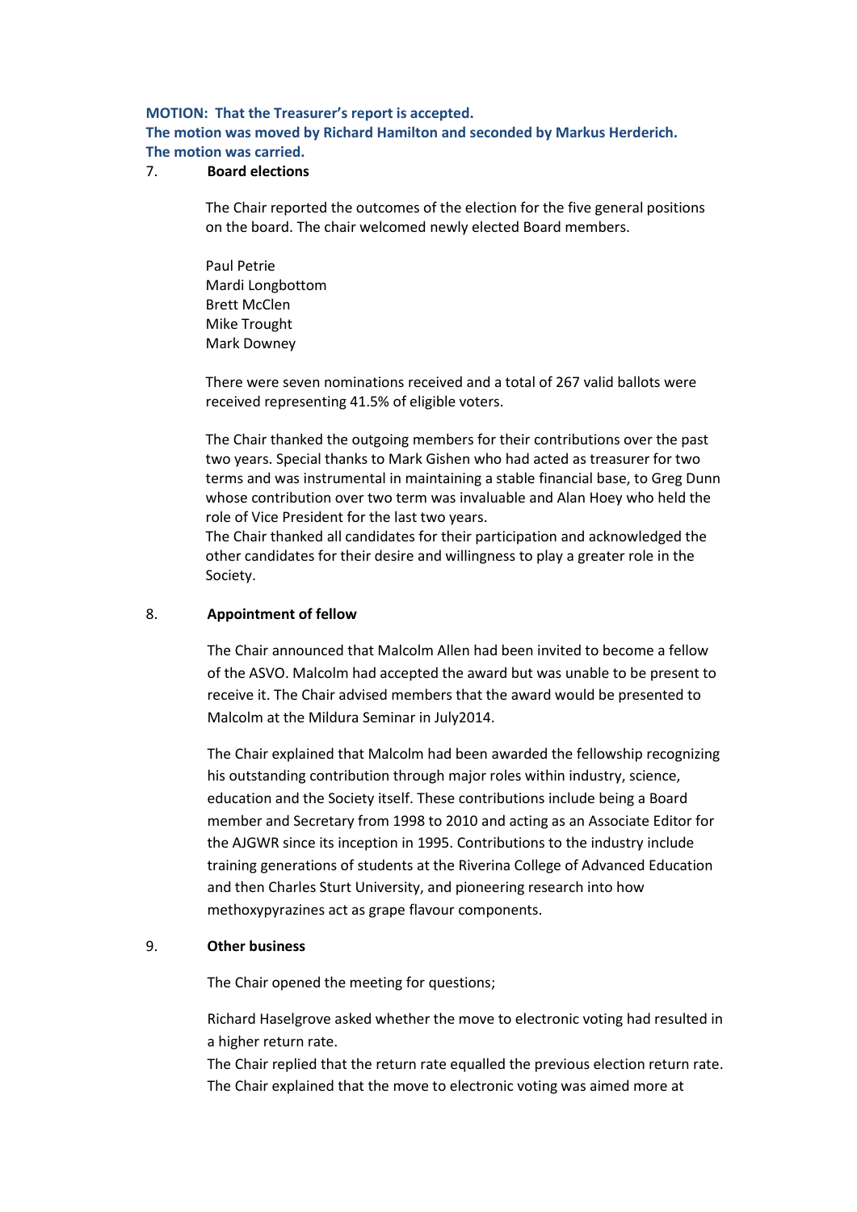**MOTION: That the Treasurer's report is accepted.**
**The motion was moved by Richard Hamilton and seconded by Markus Herderich.**
**The motion was carried.**

7. **Board elections**

The Chair reported the outcomes of the election for the five general positions on the board. The chair welcomed newly elected Board members.

Paul Petrie
Mardi Longbottom
Brett McClen
Mike Trought
Mark Downey

There were seven nominations received and a total of 267 valid ballots were received representing 41.5% of eligible voters.

The Chair thanked the outgoing members for their contributions over the past two years. Special thanks to Mark Gishen who had acted as treasurer for two terms and was instrumental in maintaining a stable financial base, to Greg Dunn whose contribution over two term was invaluable and Alan Hoey who held the role of Vice President for the last two years.
The Chair thanked all candidates for their participation and acknowledged the other candidates for their desire and willingness to play a greater role in the Society.

8. **Appointment of fellow**

The Chair announced that Malcolm Allen had been invited to become a fellow of the ASVO. Malcolm had accepted the award but was unable to be present to receive it. The Chair advised members that the award would be presented to Malcolm at the Mildura Seminar in July2014.

The Chair explained that Malcolm had been awarded the fellowship recognizing his outstanding contribution through major roles within industry, science, education and the Society itself. These contributions include being a Board member and Secretary from 1998 to 2010 and acting as an Associate Editor for the AJGWR since its inception in 1995. Contributions to the industry include training generations of students at the Riverina College of Advanced Education and then Charles Sturt University, and pioneering research into how methoxypyrazines act as grape flavour components.

9. **Other business**

The Chair opened the meeting for questions;

Richard Haselgrove asked whether the move to electronic voting had resulted in a higher return rate.
The Chair replied that the return rate equalled the previous election return rate.
The Chair explained that the move to electronic voting was aimed more at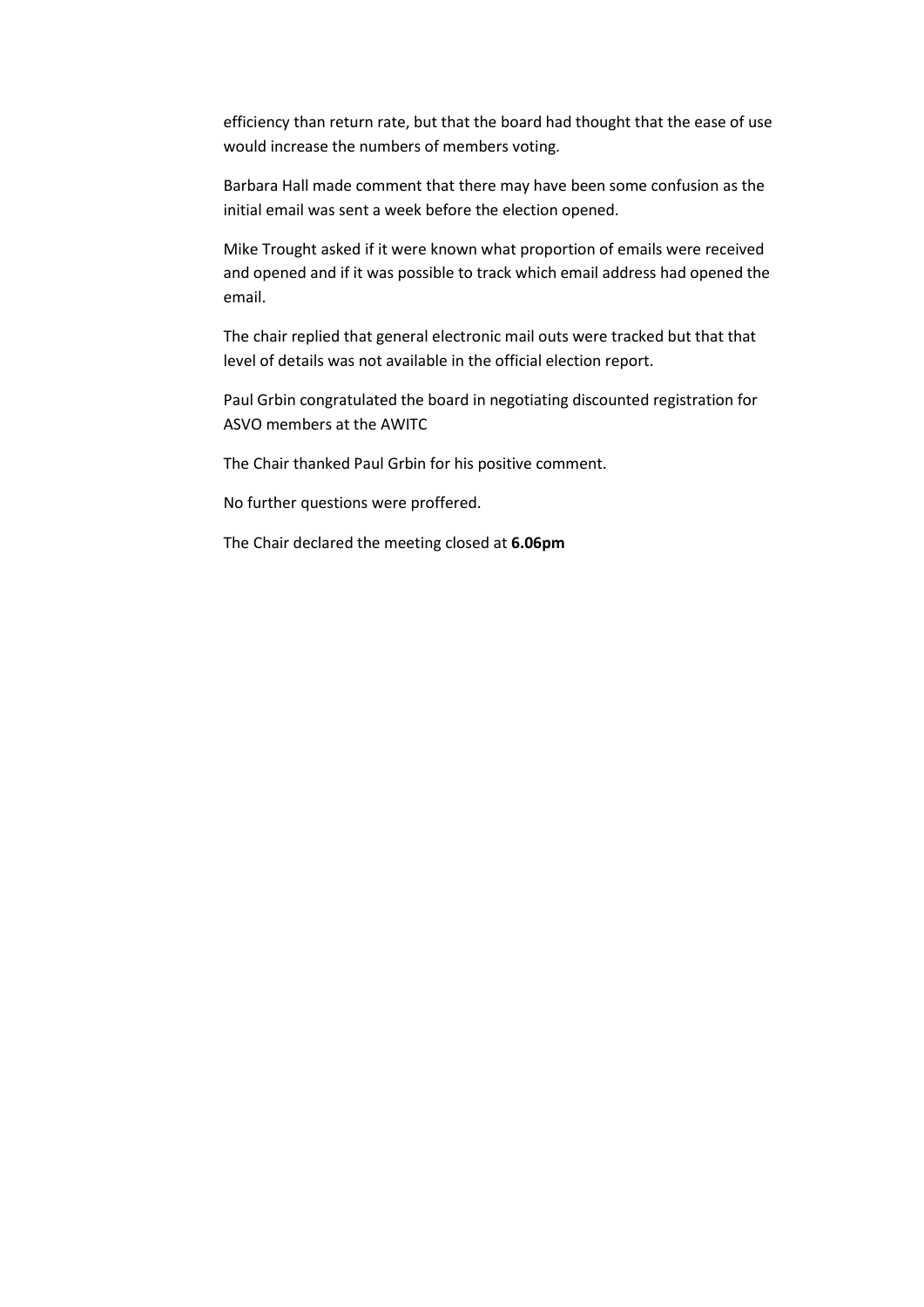efficiency than return rate, but that the board had thought that the ease of use would increase the numbers of members voting.

Barbara Hall made comment that there may have been some confusion as the initial email was sent a week before the election opened.

Mike Trought asked if it were known what proportion of emails were received and opened and if it was possible to track which email address had opened the email.

The chair replied that general electronic mail outs were tracked but that that level of details was not available in the official election report.

Paul Grbin congratulated the board in negotiating discounted registration for ASVO members at the AWITC

The Chair thanked Paul Grbin for his positive comment.

No further questions were proffered.

The Chair declared the meeting closed at **6.06pm**